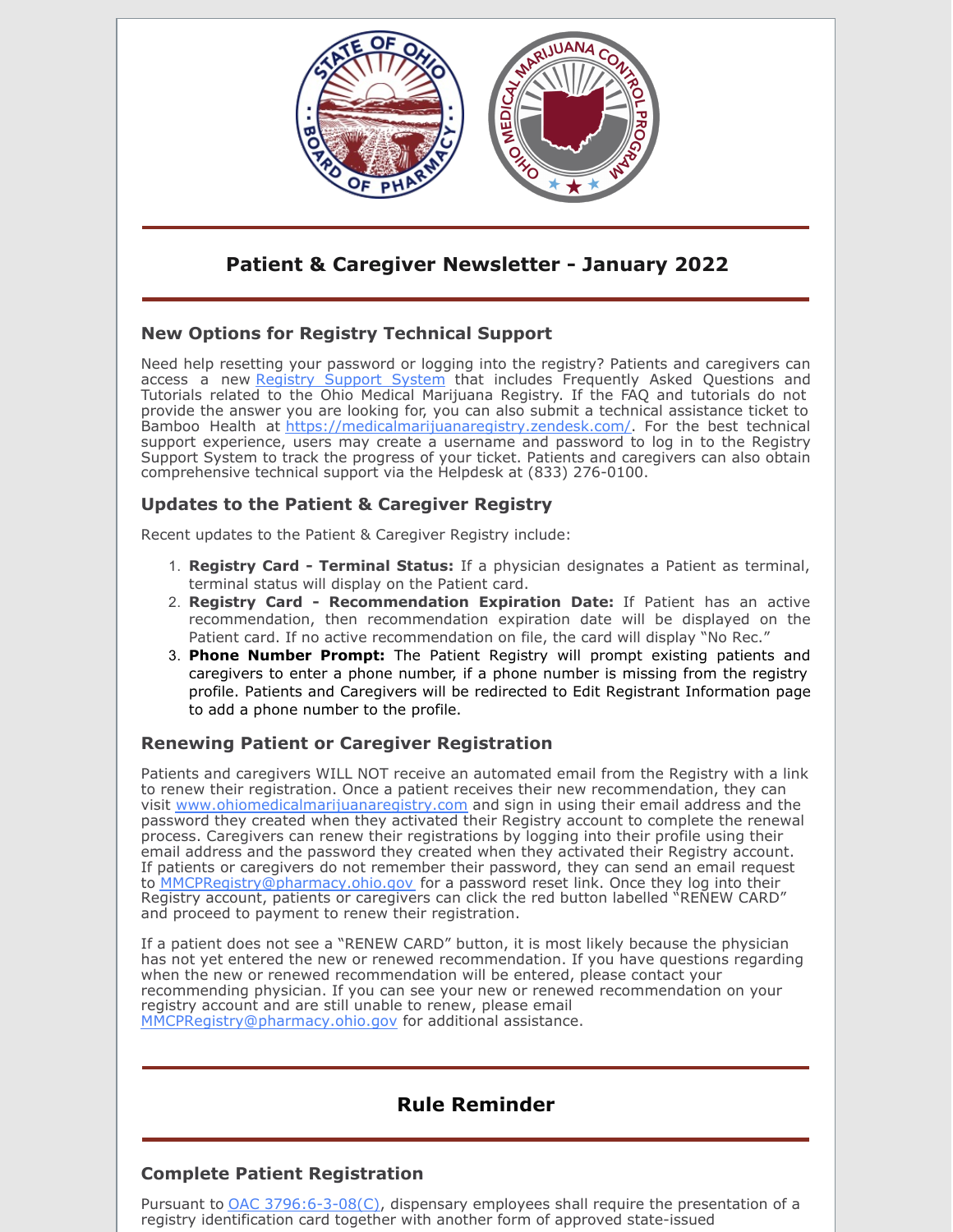## Patient & Caregiver Newsletter - January 2022

### New Options for Registry Technical Support

Need help resetting your password or logging into the registry? Patients and caregivers can access a new Registry Support System that includes Frequently Asked Questions and Tutorials related to the Ohio Medical Marijuana Registry. If the FAQ and tutorials do not provide the answer you are looking for, you can also submit a technical assistance ticket to Bamboo Health at https://medicalmarijuanaregistry.zendesk.com/. For the best technical support experience, users may create a username and password to log in to the Registry Support System to track the progress of your ticket. Patients and caregivers can also obtain comprehensive technical support via the Helpdesk at (833) 276-0100.

### Updates to the Patient & Caregiver Registry

Recent updates to the Patient & Caregiver Registry include:

1. **Registry Card - Terminal Status:** If a physician designates a Patient as terminal, terminal status will display on the Patient card.
2. **Registry Card - Recommendation Expiration Date:** If Patient has an active recommendation, then recommendation expiration date will be displayed on the Patient card. If no active recommendation on file, the card will display "No Rec."
3. **Phone Number Prompt:** The Patient Registry will prompt existing patients and caregivers to enter a phone number, if a phone number is missing from the registry profile. Patients and Caregivers will be redirected to Edit Registrant Information page to add a phone number to the profile.

### Renewing Patient or Caregiver Registration

Patients and caregivers WILL NOT receive an automated email from the Registry with a link to renew their registration. Once a patient receives their new recommendation, they can visit www.ohiomedicalmarijuanaregistry.com and sign in using their email address and the password they created when they activated their Registry account to complete the renewal process. Caregivers can renew their registrations by logging into their profile using their email address and the password they created when they activated their Registry account. If patients or caregivers do not remember their password, they can send an email request to MMCPRegistry@pharmacy.ohio.gov for a password reset link. Once they log into their Registry account, patients or caregivers can click the red button labelled "RENEW CARD" and proceed to payment to renew their registration.

If a patient does not see a "RENEW CARD" button, it is most likely because the physician has not yet entered the new or renewed recommendation. If you have questions regarding when the new or renewed recommendation will be entered, please contact your recommending physician. If you can see your new or renewed recommendation on your registry account and are still unable to renew, please email MMCPRegistry@pharmacy.ohio.gov for additional assistance.

## Rule Reminder

### Complete Patient Registration

Pursuant to OAC 3796:6-3-08(C), dispensary employees shall require the presentation of a registry identification card together with another form of approved state-issued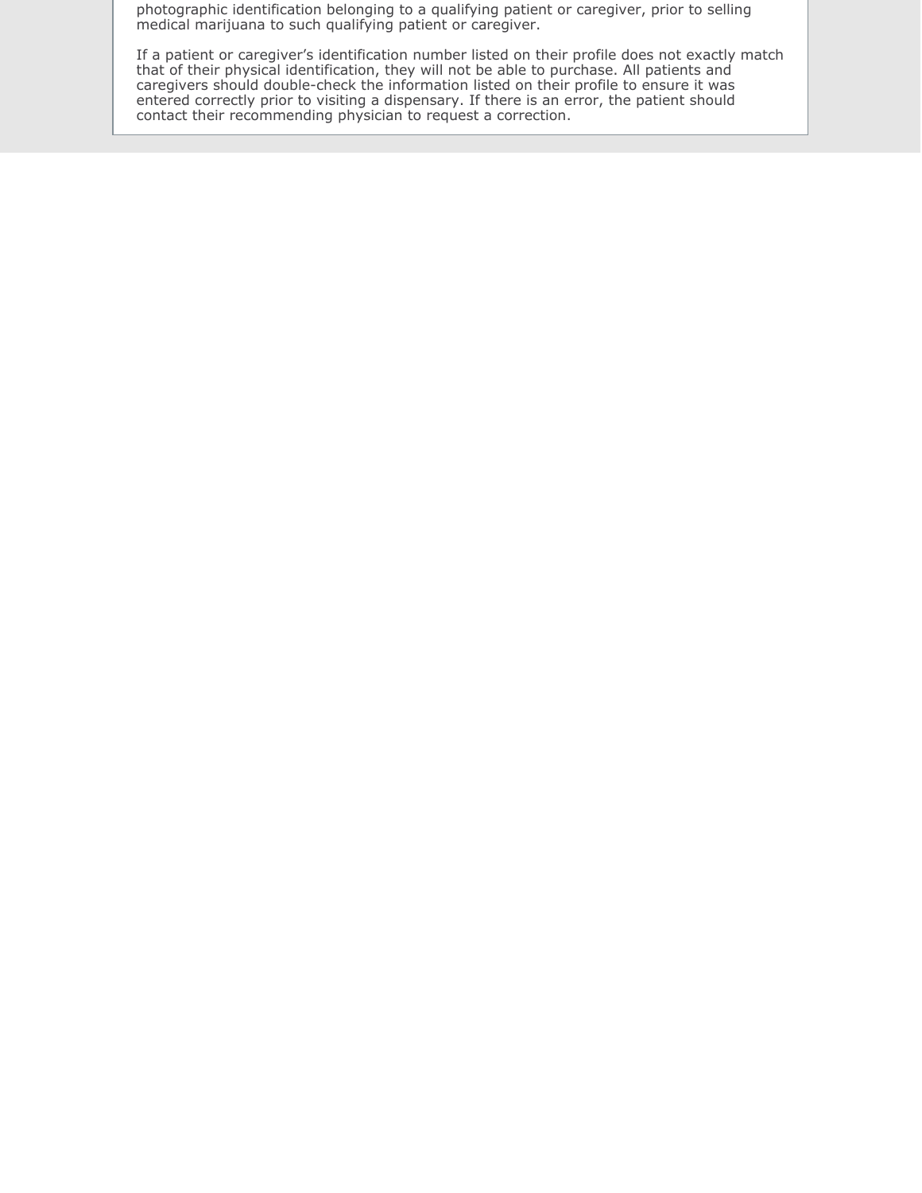photographic identification belonging to a qualifying patient or caregiver, prior to selling medical marijuana to such qualifying patient or caregiver.

If a patient or caregiver's identification number listed on their profile does not exactly match that of their physical identification, they will not be able to purchase. All patients and caregivers should double-check the information listed on their profile to ensure it was entered correctly prior to visiting a dispensary. If there is an error, the patient should contact their recommending physician to request a correction.